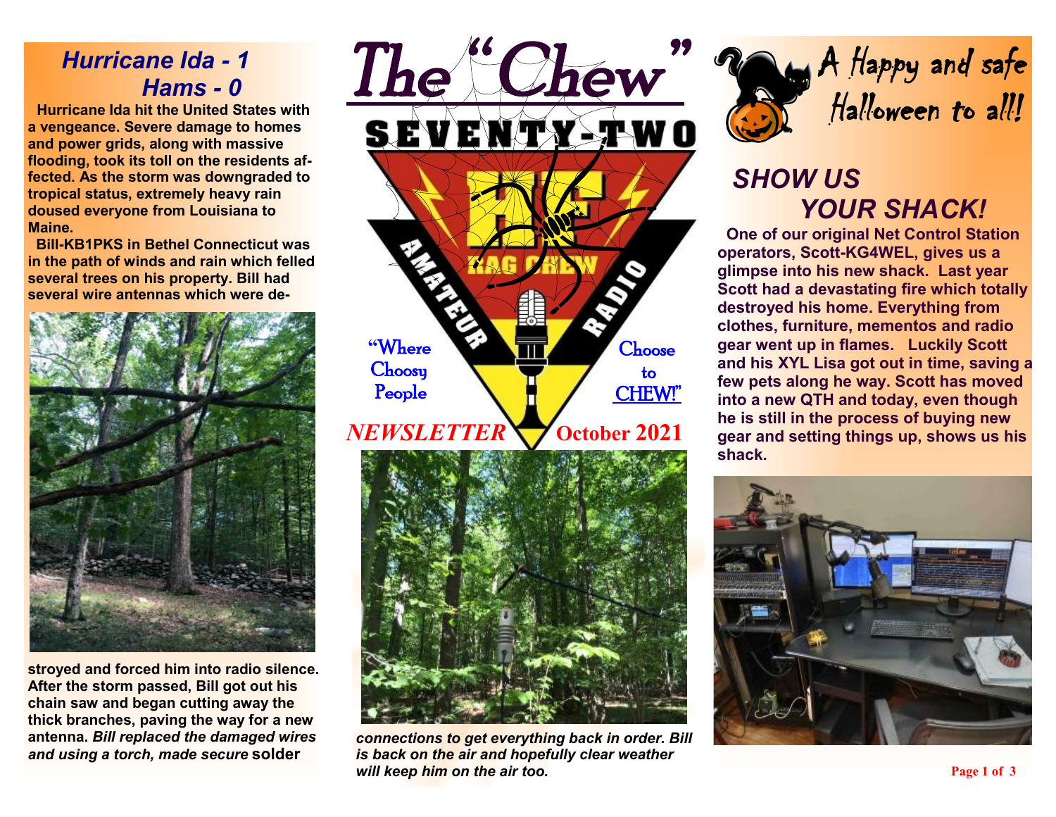# The "Chew"

SEVENTY-TWO

"Where Choosy People Choose to CHEW!"

*NEWSLETTER* October 2021

## *Hurricane Ida - 1 Hams - 0*

**Hurricane Ida hit the United States with a vengeance. Severe damage to homes and power grids, along with massive flooding, took its toll on the residents affected. As the storm was downgraded to tropical status, extremely heavy rain doused everyone from Louisiana to Maine.**

**Bill-KB1PKS in Bethel Connecticut was in the path of winds and rain which felled several trees on his property. Bill had several wire antennas which were destroyed and forced him into radio silence. After the storm passed, Bill got out his chain saw and began cutting away the thick branches, paving the way for a new antenna. *Bill replaced the damaged wires and using a torch, made secure* solder *connections to get everything back in order. Bill is back on the air and hopefully clear weather will keep him on the air too.***

A Happy and safe Halloween to all!

## *SHOW US YOUR SHACK!*

**One of our original Net Control Station operators, Scott-KG4WEL, gives us a glimpse into his new shack. Last year Scott had a devastating fire which totally destroyed his home. Everything from clothes, furniture, mementos and radio gear went up in flames. Luckily Scott and his XYL Lisa got out in time, saving a few pets along he way. Scott has moved into a new QTH and today, even though he is still in the process of buying new gear and setting things up, shows us his shack.**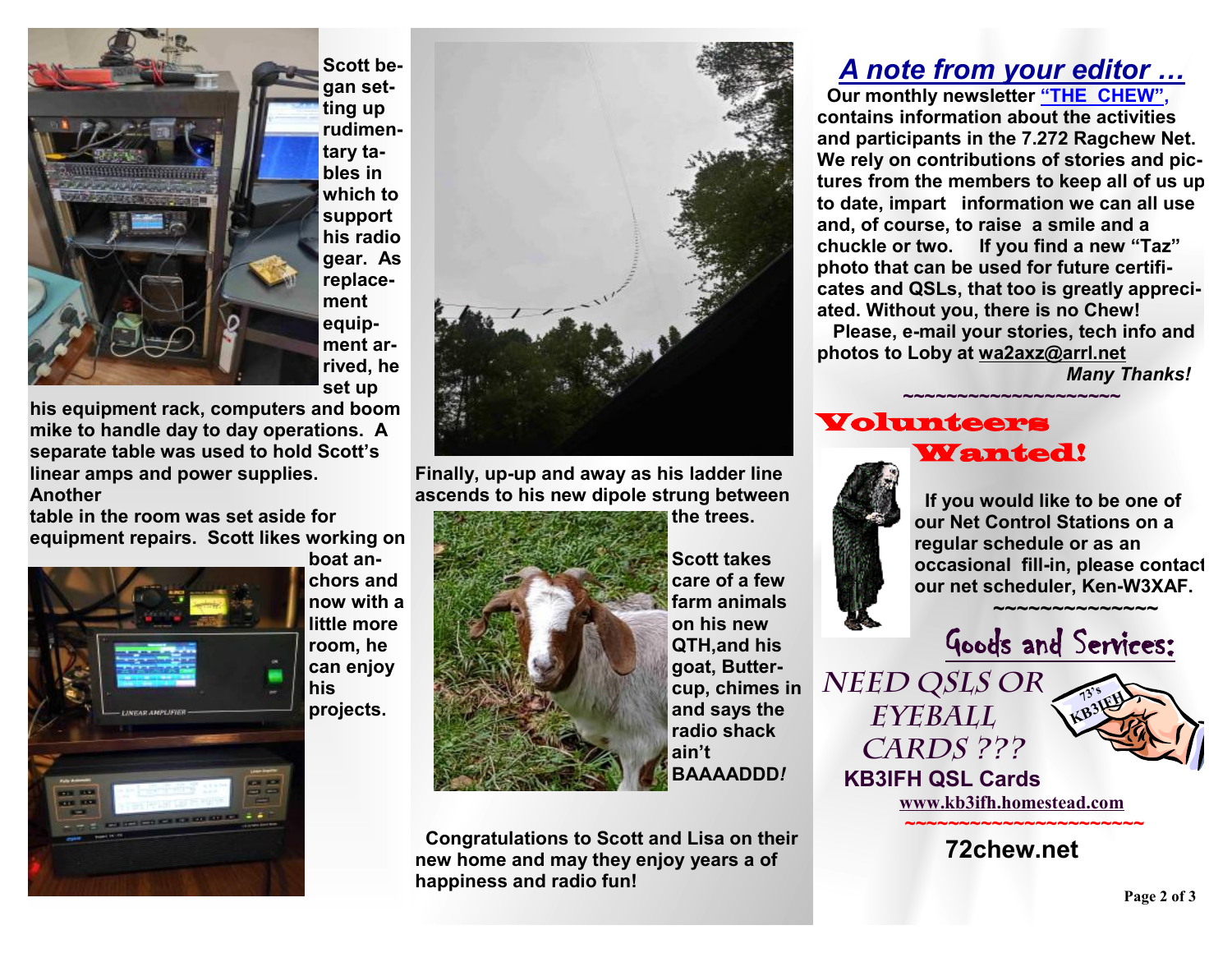**Scott began setting up rudimentary tables in which to support his radio gear. As replacement equipment arrived, he set up his equipment rack, computers and boom mike to handle day to day operations. A separate table was used to hold Scott's linear amps and power supplies. Another table in the room was set aside for equipment repairs. Scott likes working on boat anchors and now with a little more room, he can enjoy his projects.**

**Finally, up-up and away as his ladder line ascends to his new dipole strung between the trees.**

**Scott takes care of a few farm animals on his new QTH,and his goat, Buttercup, chimes in and says the radio shack ain't BAAAADDD*!***

**Congratulations to Scott and Lisa on their new home and may they enjoy years a of happiness and radio fun!**

## *A note from your editor …*

**Our monthly newsletter "THE CHEW", contains information about the activities and participants in the 7.272 Ragchew Net. We rely on contributions of stories and pictures from the members to keep all of us up to date, impart information we can all use and, of course, to raise a smile and a chuckle or two. If you find a new "Taz" photo that can be used for future certificates and QSLs, that too is greatly appreciated. Without you, there is no Chew!**

**Please, e-mail your stories, tech info and photos to Loby at wa2axz@arrl.net**

***Many Thanks!***

~~~~~~~~~~~~~~~~~~~~

## Volunteers Wanted!

**If you would like to be one of our Net Control Stations on a regular schedule or as an occasional fill-in, please contact our net scheduler, Ken-W3XAF.**

~~~~~~~~~~~~~~~

## Goods and Services:

*NEED QSLS OR EYEBALL CARDS ???*

**KB3IFH QSL Cards**

**www.kb3ifh.homestead.com**

~~~~~~~~~~~~~~~~~~~~~~~

**72chew.net**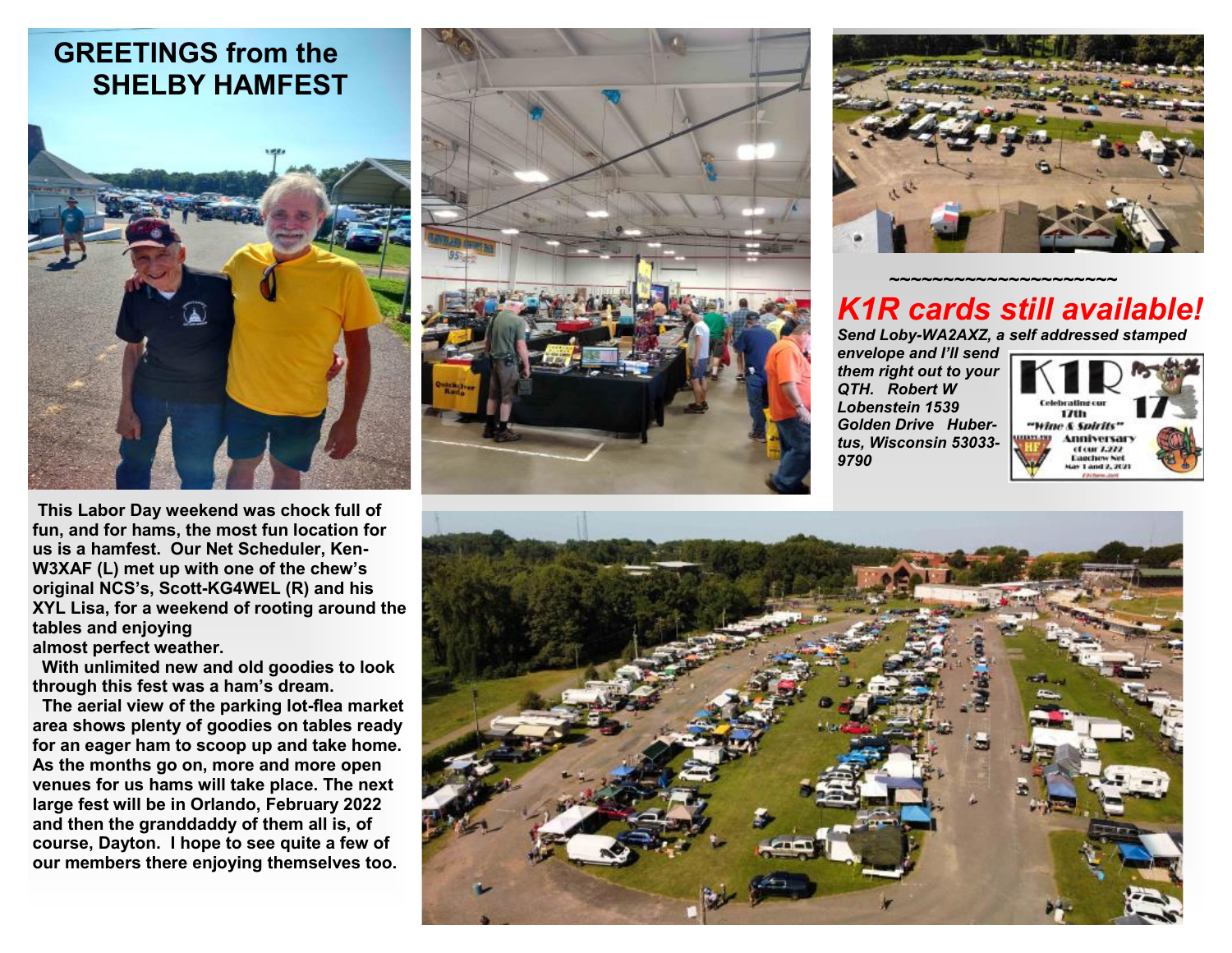# GREETINGS from the SHELBY HAMFEST

This Labor Day weekend was chock full of fun, and for hams, the most fun location for us is a hamfest. Our Net Scheduler, Ken-W3XAF (L) met up with one of the chew's original NCS's, Scott-KG4WEL (R) and his XYL Lisa, for a weekend of rooting around the tables and enjoying almost perfect weather.

With unlimited new and old goodies to look through this fest was a ham's dream.

The aerial view of the parking lot-flea market area shows plenty of goodies on tables ready for an eager ham to scoop up and take home. As the months go on, more and more open venues for us hams will take place. The next large fest will be in Orlando, February 2022 and then the granddaddy of them all is, of course, Dayton. I hope to see quite a few of our members there enjoying themselves too.

~~~~~~~~~~~~~~~~~~~~~~

## *K1R cards still available!*

***Send Loby-WA2AXZ, a self addressed stamped envelope and I'll send them right out to your QTH. Robert W Lobenstein 1539 Golden Drive Hubertus, Wisconsin 53033-9790***